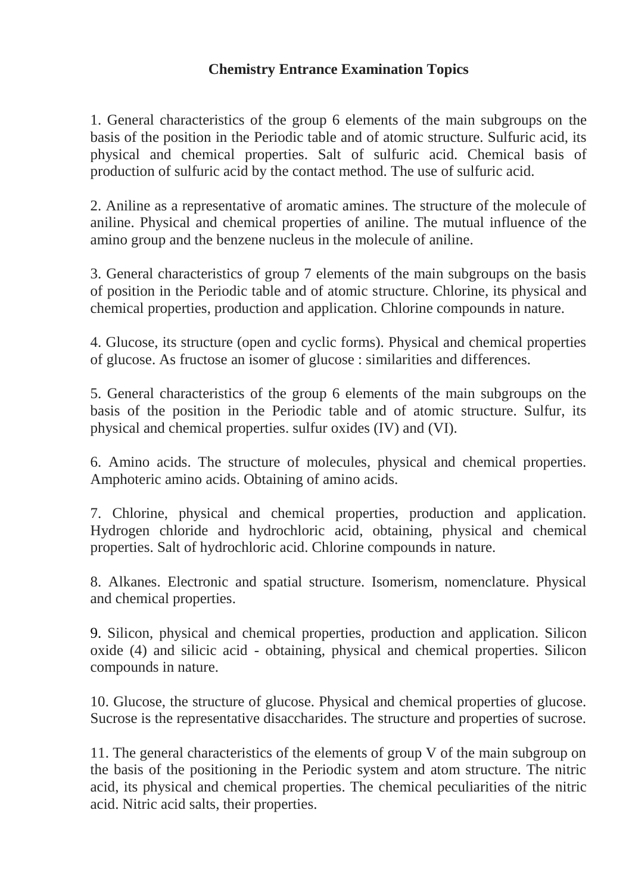# Chemistry Entrance Examination Topics

1. General characteristics of the group 6 elements of the main subgroups on the basis of the position in the Periodic table and of atomic structure. Sulfuric acid, its physical and chemical properties. Salt of sulfuric acid. Chemical basis of production of sulfuric acid by the contact method. The use of sulfuric acid.

2. Aniline as a representative of aromatic amines. The structure of the molecule of aniline. Physical and chemical properties of aniline. The mutual influence of the amino group and the benzene nucleus in the molecule of aniline.

3. General characteristics of group 7 elements of the main subgroups on the basis of position in the Periodic table and of atomic structure. Chlorine, its physical and chemical properties, production and application. Chlorine compounds in nature.

4. Glucose, its structure (open and cyclic forms). Physical and chemical properties of glucose. As fructose an isomer of glucose : similarities and differences.

5. General characteristics of the group 6 elements of the main subgroups on the basis of the position in the Periodic table and of atomic structure. Sulfur, its physical and chemical properties. sulfur oxides (IV) and (VI).

6. Amino acids. The structure of molecules, physical and chemical properties. Amphoteric amino acids. Obtaining of amino acids.

7. Chlorine, physical and chemical properties, production and application. Hydrogen chloride and hydrochloric acid, obtaining, physical and chemical properties. Salt of hydrochloric acid. Chlorine compounds in nature.

8. Alkanes. Electronic and spatial structure. Isomerism, nomenclature. Physical and chemical properties.

9. Silicon, physical and chemical properties, production and application. Silicon oxide (4) and silicic acid - obtaining, physical and chemical properties. Silicon compounds in nature.

10. Glucose, the structure of glucose. Physical and chemical properties of glucose. Sucrose is the representative disaccharides. The structure and properties of sucrose.

11. The general characteristics of the elements of group V of the main subgroup on the basis of the positioning in the Periodic system and atom structure. The nitric acid, its physical and chemical properties. The chemical peculiarities of the nitric acid. Nitric acid salts, their properties.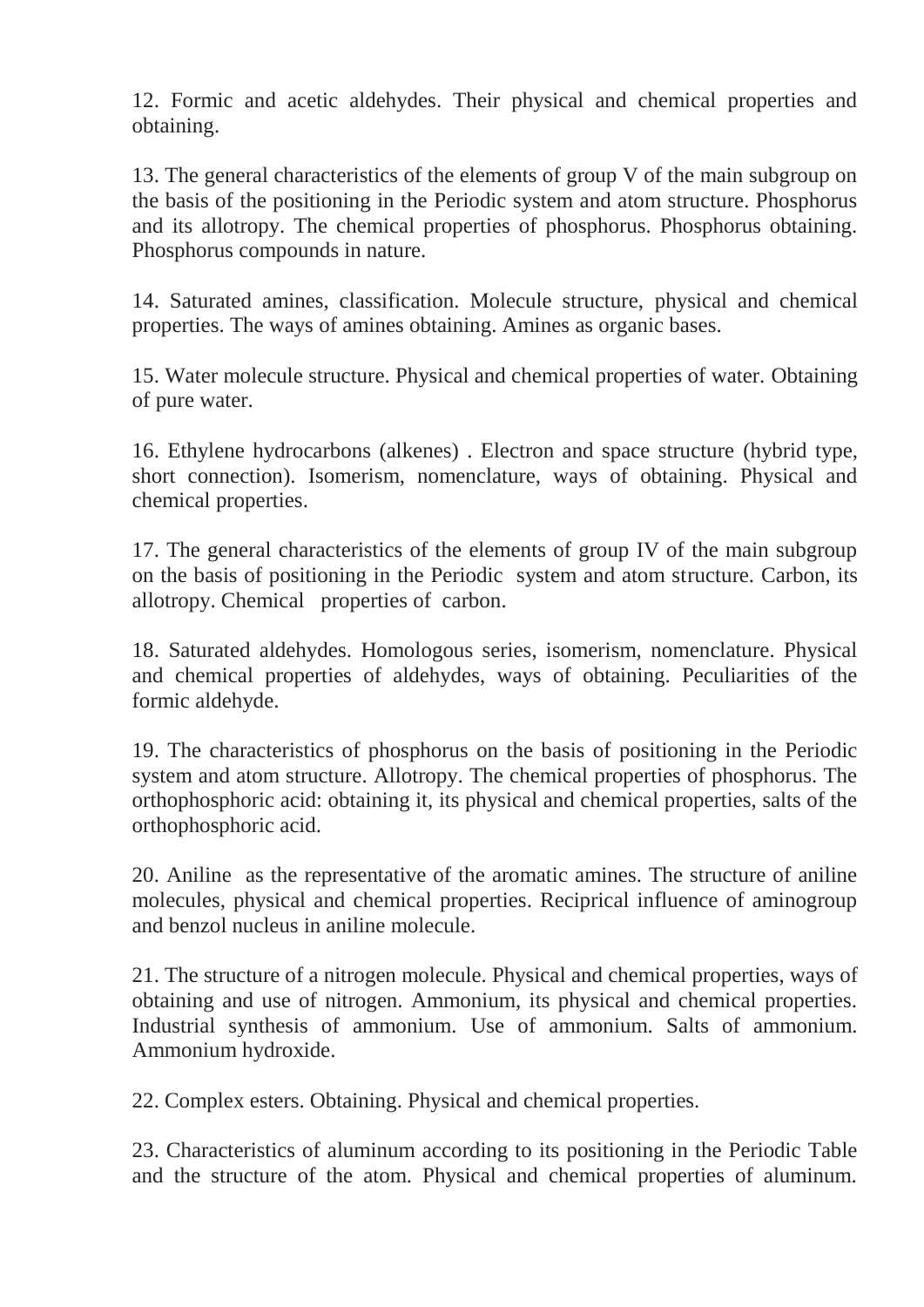12. Formic and acetic aldehydes. Their physical and chemical properties and obtaining.

13. The general characteristics of the elements of group V of the main subgroup on the basis of the positioning in the Periodic system and atom structure. Phosphorus and its allotropy. The chemical properties of phosphorus. Phosphorus obtaining. Phosphorus compounds in nature.

14. Saturated amines, classification. Molecule structure, physical and chemical properties. The ways of amines obtaining. Amines as organic bases.

15. Water molecule structure. Physical and chemical properties of water. Obtaining of pure water.

16. Ethylene hydrocarbons (alkenes) . Electron and space structure (hybrid type, short connection). Isomerism, nomenclature, ways of obtaining. Physical and chemical properties.

17. The general characteristics of the elements of group IV of the main subgroup on the basis of positioning in the Periodic system and atom structure. Carbon, its allotropy. Chemical properties of carbon.

18. Saturated aldehydes. Homologous series, isomerism, nomenclature. Physical and chemical properties of aldehydes, ways of obtaining. Peculiarities of the formic aldehyde.

19. The characteristics of phosphorus on the basis of positioning in the Periodic system and atom structure. Allotropy. The chemical properties of phosphorus. The orthophosphoric acid: obtaining it, its physical and chemical properties, salts of the orthophosphoric acid.

20. Aniline as the representative of the aromatic amines. The structure of aniline molecules, physical and chemical properties. Reciprical influence of aminogroup and benzol nucleus in aniline molecule.

21. The structure of a nitrogen molecule. Physical and chemical properties, ways of obtaining and use of nitrogen. Ammonium, its physical and chemical properties. Industrial synthesis of ammonium. Use of ammonium. Salts of ammonium. Ammonium hydroxide.

22. Complex esters. Obtaining. Physical and chemical properties.

23. Characteristics of aluminum according to its positioning in the Periodic Table and the structure of the atom. Physical and chemical properties of aluminum.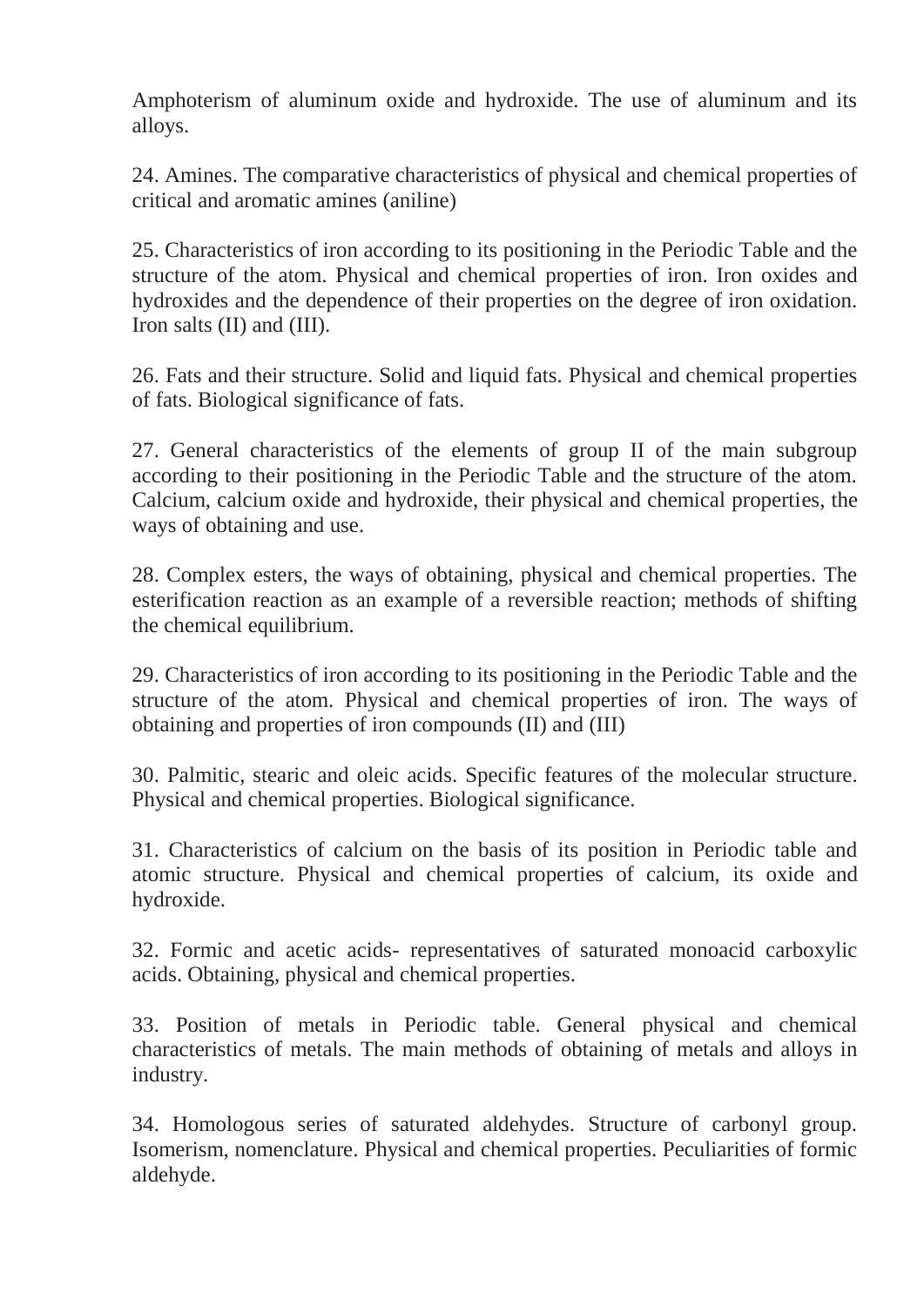Amphoterism of aluminum oxide and hydroxide. The use of aluminum and its alloys.

24. Amines. The comparative characteristics of physical and chemical properties of critical and aromatic amines (aniline)

25. Characteristics of iron according to its positioning in the Periodic Table and the structure of the atom. Physical and chemical properties of iron. Iron oxides and hydroxides and the dependence of their properties on the degree of iron oxidation. Iron salts (II) and (III).

26. Fats and their structure. Solid and liquid fats. Physical and chemical properties of fats. Biological significance of fats.

27. General characteristics of the elements of group II of the main subgroup according to their positioning in the Periodic Table and the structure of the atom. Calcium, calcium oxide and hydroxide, their physical and chemical properties, the ways of obtaining and use.

28. Complex esters, the ways of obtaining, physical and chemical properties. The esterification reaction as an example of a reversible reaction; methods of shifting the chemical equilibrium.

29. Characteristics of iron according to its positioning in the Periodic Table and the structure of the atom. Physical and chemical properties of iron. The ways of obtaining and properties of iron compounds (II) and (III)

30. Palmitic, stearic and oleic acids. Specific features of the molecular structure. Physical and chemical properties. Biological significance.

31. Characteristics of calcium on the basis of its position in Periodic table and atomic structure. Physical and chemical properties of calcium, its oxide and hydroxide.

32. Formic and acetic acids- representatives of saturated monoacid carboxylic acids. Obtaining, physical and chemical properties.

33. Position of metals in Periodic table. General physical and chemical characteristics of metals. The main methods of obtaining of metals and alloys in industry.

34. Homologous series of saturated aldehydes. Structure of carbonyl group. Isomerism, nomenclature. Physical and chemical properties. Peculiarities of formic aldehyde.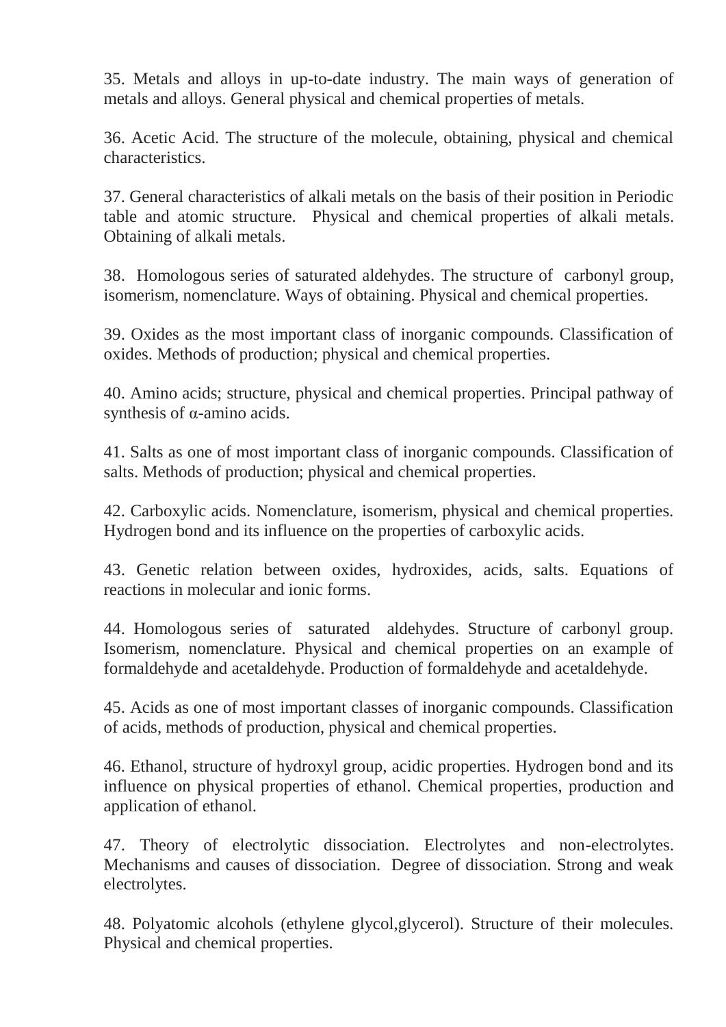35. Metals and alloys in up-to-date industry. The main ways of generation of metals and alloys. General physical and chemical properties of metals.

36. Acetic Acid. The structure of the molecule, obtaining, physical and chemical characteristics.

37. General characteristics of alkali metals on the basis of their position in Periodic table and atomic structure. Physical and chemical properties of alkali metals. Obtaining of alkali metals.

38. Homologous series of saturated aldehydes. The structure of carbonyl group, isomerism, nomenclature. Ways of obtaining. Physical and chemical properties.

39. Oxides as the most important class of inorganic compounds. Classification of oxides. Methods of production; physical and chemical properties.

40. Amino acids; structure, physical and chemical properties. Principal pathway of synthesis of α-amino acids.

41. Salts as one of most important class of inorganic compounds. Classification of salts. Methods of production; physical and chemical properties.

42. Carboxylic acids. Nomenclature, isomerism, physical and chemical properties. Hydrogen bond and its influence on the properties of carboxylic acids.

43. Genetic relation between oxides, hydroxides, acids, salts. Equations of reactions in molecular and ionic forms.

44. Homologous series of saturated aldehydes. Structure of carbonyl group. Isomerism, nomenclature. Physical and chemical properties on an example of formaldehyde and acetaldehyde. Production of formaldehyde and acetaldehyde.

45. Acids as one of most important classes of inorganic compounds. Classification of acids, methods of production, physical and chemical properties.

46. Ethanol, structure of hydroxyl group, acidic properties. Hydrogen bond and its influence on physical properties of ethanol. Chemical properties, production and application of ethanol.

47. Theory of electrolytic dissociation. Electrolytes and non-electrolytes. Mechanisms and causes of dissociation. Degree of dissociation. Strong and weak electrolytes.

48. Polyatomic alcohols (ethylene glycol,glycerol). Structure of their molecules. Physical and chemical properties.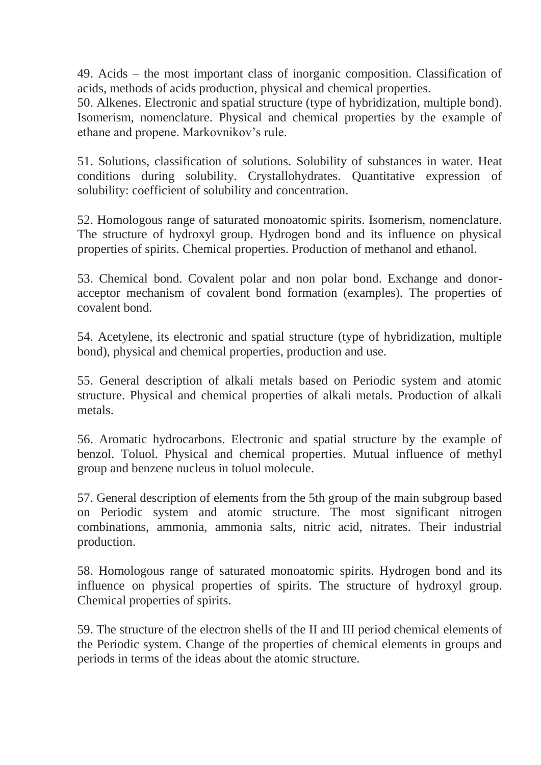49. Acids – the most important class of inorganic composition. Classification of acids, methods of acids production, physical and chemical properties.
50. Alkenes. Electronic and spatial structure (type of hybridization, multiple bond). Isomerism, nomenclature. Physical and chemical properties by the example of ethane and propene. Markovnikov's rule.

51. Solutions, classification of solutions. Solubility of substances in water. Heat conditions during solubility. Crystallohydrates. Quantitative expression of solubility: coefficient of solubility and concentration.

52. Homologous range of saturated monoatomic spirits. Isomerism, nomenclature. The structure of hydroxyl group. Hydrogen bond and its influence on physical properties of spirits. Chemical properties. Production of methanol and ethanol.

53. Chemical bond. Covalent polar and non polar bond. Exchange and donor-acceptor mechanism of covalent bond formation (examples). The properties of covalent bond.

54. Acetylene, its electronic and spatial structure (type of hybridization, multiple bond), physical and chemical properties, production and use.

55. General description of alkali metals based on Periodic system and atomic structure. Physical and chemical properties of alkali metals. Production of alkali metals.

56. Aromatic hydrocarbons. Electronic and spatial structure by the example of benzol. Toluol. Physical and chemical properties. Mutual influence of methyl group and benzene nucleus in toluol molecule.

57. General description of elements from the 5th group of the main subgroup based on Periodic system and atomic structure. The most significant nitrogen combinations, ammonia, ammonia salts, nitric acid, nitrates. Their industrial production.

58. Homologous range of saturated monoatomic spirits. Hydrogen bond and its influence on physical properties of spirits. The structure of hydroxyl group. Chemical properties of spirits.

59. The structure of the electron shells of the II and III period chemical elements of the Periodic system. Change of the properties of chemical elements in groups and periods in terms of the ideas about the atomic structure.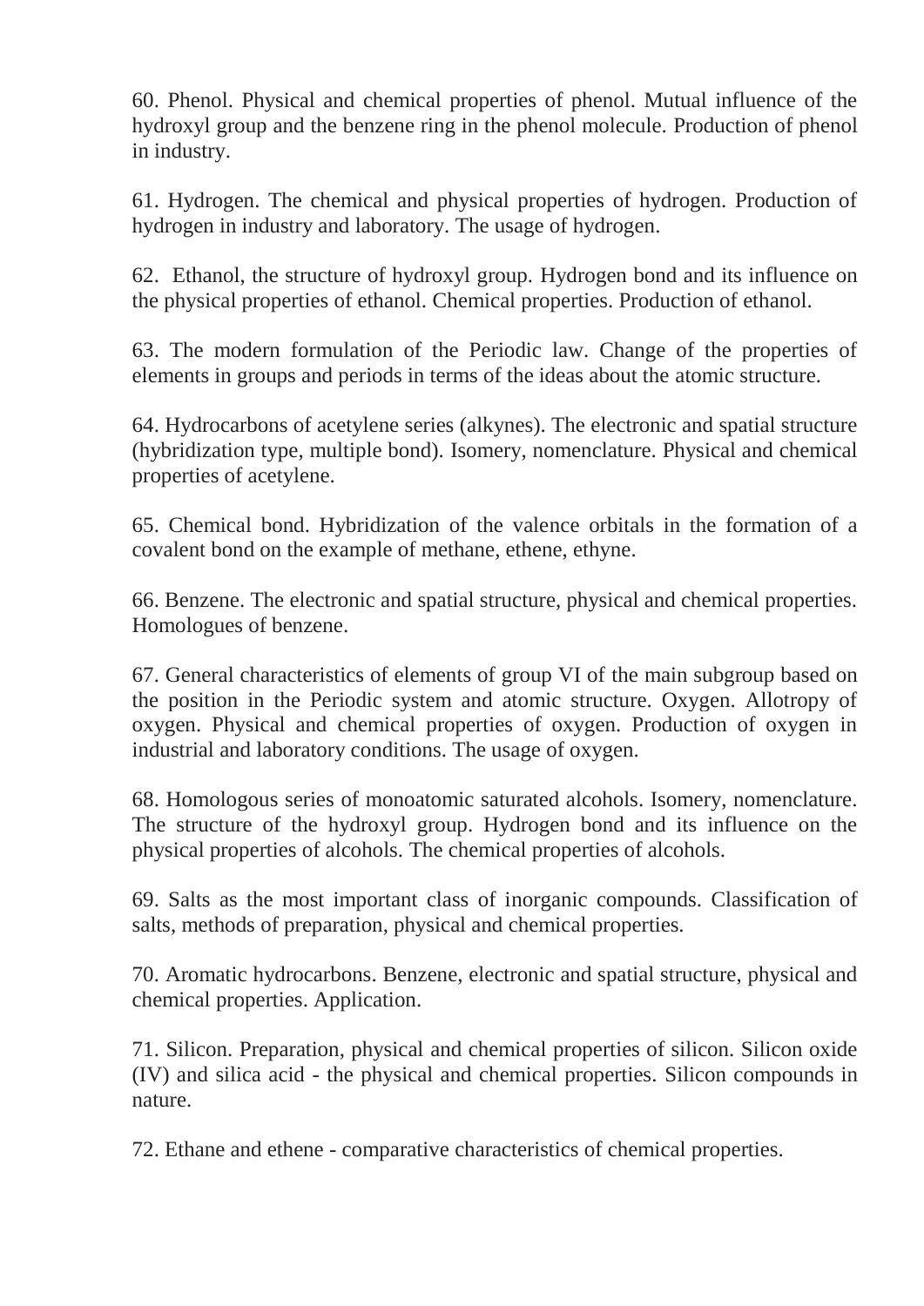60. Phenol. Physical and chemical properties of phenol. Mutual influence of the hydroxyl group and the benzene ring in the phenol molecule. Production of phenol in industry.

61. Hydrogen. The chemical and physical properties of hydrogen. Production of hydrogen in industry and laboratory. The usage of hydrogen.

62. Ethanol, the structure of hydroxyl group. Hydrogen bond and its influence on the physical properties of ethanol. Chemical properties. Production of ethanol.

63. The modern formulation of the Periodic law. Change of the properties of elements in groups and periods in terms of the ideas about the atomic structure.

64. Hydrocarbons of acetylene series (alkynes). The electronic and spatial structure (hybridization type, multiple bond). Isomery, nomenclature. Physical and chemical properties of acetylene.

65. Chemical bond. Hybridization of the valence orbitals in the formation of a covalent bond on the example of methane, ethene, ethyne.

66. Benzene. The electronic and spatial structure, physical and chemical properties. Homologues of benzene.

67. General characteristics of elements of group VI of the main subgroup based on the position in the Periodic system and atomic structure. Oxygen. Allotropy of oxygen. Physical and chemical properties of oxygen. Production of oxygen in industrial and laboratory conditions. The usage of oxygen.

68. Homologous series of monoatomic saturated alcohols. Isomery, nomenclature. The structure of the hydroxyl group. Hydrogen bond and its influence on the physical properties of alcohols. The chemical properties of alcohols.

69. Salts as the most important class of inorganic compounds. Classification of salts, methods of preparation, physical and chemical properties.

70. Aromatic hydrocarbons. Benzene, electronic and spatial structure, physical and chemical properties. Application.

71. Silicon. Preparation, physical and chemical properties of silicon. Silicon oxide (IV) and silica acid - the physical and chemical properties. Silicon compounds in nature.

72. Ethane and ethene - comparative characteristics of chemical properties.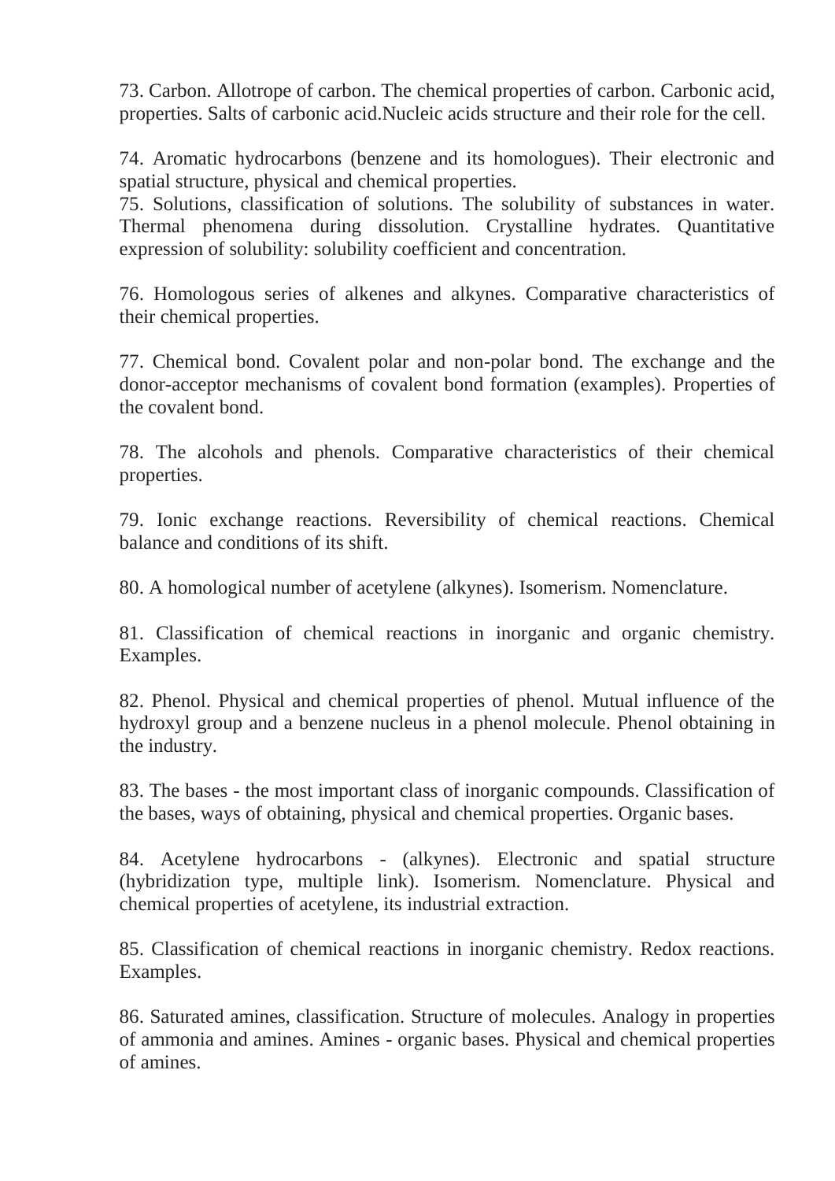73. Carbon. Allotrope of carbon. The chemical properties of carbon. Carbonic acid, properties. Salts of carbonic acid.Nucleic acids structure and their role for the cell.

74. Aromatic hydrocarbons (benzene and its homologues). Their electronic and spatial structure, physical and chemical properties.

75. Solutions, classification of solutions. The solubility of substances in water. Thermal phenomena during dissolution. Crystalline hydrates. Quantitative expression of solubility: solubility coefficient and concentration.

76. Homologous series of alkenes and alkynes. Comparative characteristics of their chemical properties.

77. Chemical bond. Covalent polar and non-polar bond. The exchange and the donor-acceptor mechanisms of covalent bond formation (examples). Properties of the covalent bond.

78. The alcohols and phenols. Comparative characteristics of their chemical properties.

79. Ionic exchange reactions. Reversibility of chemical reactions. Chemical balance and conditions of its shift.

80. A homological number of acetylene (alkynes). Isomerism. Nomenclature.

81. Classification of chemical reactions in inorganic and organic chemistry. Examples.

82. Phenol. Physical and chemical properties of phenol. Mutual influence of the hydroxyl group and a benzene nucleus in a phenol molecule. Phenol obtaining in the industry.

83. The bases - the most important class of inorganic compounds. Classification of the bases, ways of obtaining, physical and chemical properties. Organic bases.

84. Acetylene hydrocarbons - (alkynes). Electronic and spatial structure (hybridization type, multiple link). Isomerism. Nomenclature. Physical and chemical properties of acetylene, its industrial extraction.

85. Classification of chemical reactions in inorganic chemistry. Redox reactions. Examples.

86. Saturated amines, classification. Structure of molecules. Analogy in properties of ammonia and amines. Amines - organic bases. Physical and chemical properties of amines.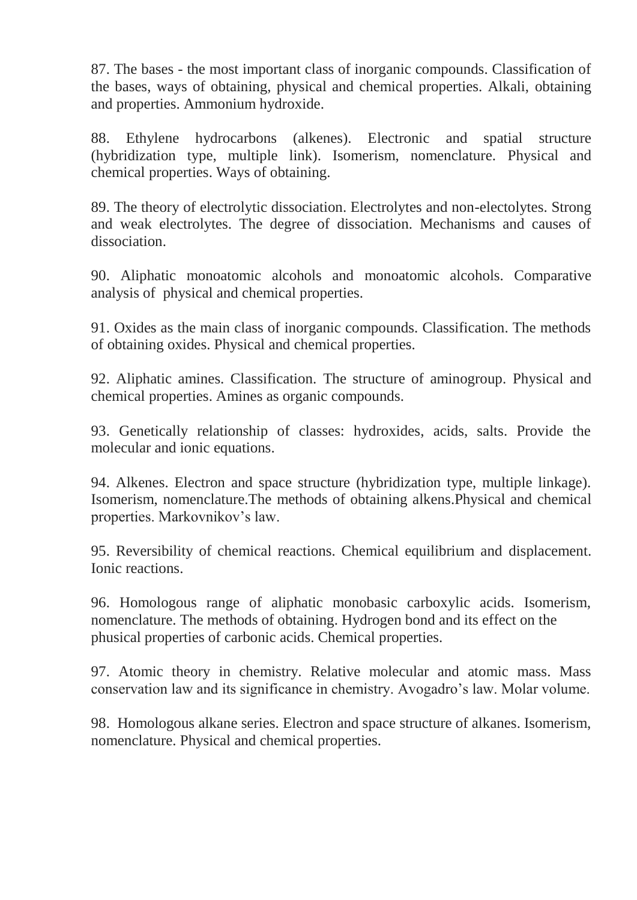87. The bases - the most important class of inorganic compounds. Classification of the bases, ways of obtaining, physical and chemical properties. Alkali, obtaining and properties. Ammonium hydroxide.

88. Ethylene hydrocarbons (alkenes). Electronic and spatial structure (hybridization type, multiple link). Isomerism, nomenclature. Physical and chemical properties. Ways of obtaining.

89. The theory of electrolytic dissociation. Electrolytes and non-electolytes. Strong and weak electrolytes. The degree of dissociation. Mechanisms and causes of dissociation.

90. Aliphatic monoatomic alcohols and monoatomic alcohols. Comparative analysis of  physical and chemical properties.

91. Oxides as the main class of inorganic compounds. Classification. The methods of obtaining oxides. Physical and chemical properties.

92. Aliphatic amines. Classification. The structure of aminogroup. Physical and chemical properties. Amines as organic compounds.

93. Genetically relationship of classes: hydroxides, acids, salts. Provide the molecular and ionic equations.

94. Alkenes. Electron and space structure (hybridization type, multiple linkage). Isomerism, nomenclature.The methods of obtaining alkens.Physical and chemical properties. Markovnikov's law.

95. Reversibility of chemical reactions. Chemical equilibrium and displacement. Ionic reactions.

96. Homologous range of aliphatic monobasic carboxylic acids. Isomerism, nomenclature. The methods of obtaining. Hydrogen bond and its effect on the phusical properties of carbonic acids. Chemical properties.

97. Atomic theory in chemistry. Relative molecular and atomic mass. Mass conservation law and its significance in chemistry. Avogadro's law. Molar volume.

98. Homologous alkane series. Electron and space structure of alkanes. Isomerism, nomenclature. Physical and chemical properties.